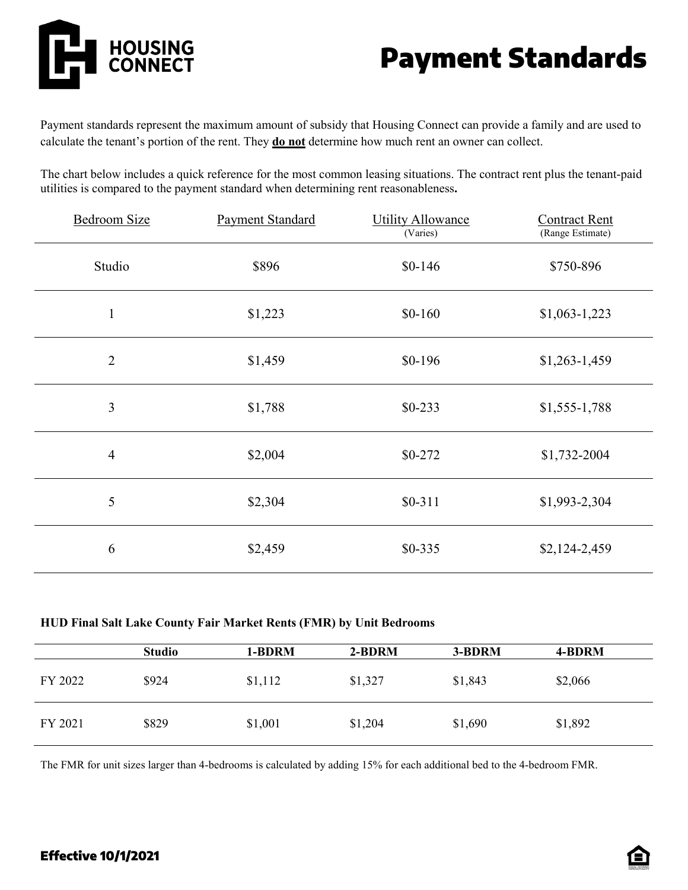HOUSING CONNECT

# Payment Standards

Payment standards represent the maximum amount of subsidy that Housing Connect can provide a family and are used to calculate the tenant's portion of the rent. They **do not** determine how much rent an owner can collect.

The chart below includes a quick reference for the most common leasing situations. The contract rent plus the tenant-paid utilities is compared to the payment standard when determining rent reasonableness**.**

| Bedroom Size | Payment Standard | Utility Allowance (Varies) | Contract Rent (Range Estimate) |
|---|---|---|---|
| Studio | $896 | $0-146 | $750-896 |
| 1 | $1,223 | $0-160 | $1,063-1,223 |
| 2 | $1,459 | $0-196 | $1,263-1,459 |
| 3 | $1,788 | $0-233 | $1,555-1,788 |
| 4 | $2,004 | $0-272 | $1,732-2004 |
| 5 | $2,304 | $0-311 | $1,993-2,304 |
| 6 | $2,459 | $0-335 | $2,124-2,459 |

**HUD Final Salt Lake County Fair Market Rents (FMR) by Unit Bedrooms**

| | Studio | 1-BDRM | 2-BDRM | 3-BDRM | 4-BDRM |
|---|---|---|---|---|---|
| FY 2022 | $924 | $1,112 | $1,327 | $1,843 | $2,066 |
| FY 2021 | $829 | $1,001 | $1,204 | $1,690 | $1,892 |

The FMR for unit sizes larger than 4-bedrooms is calculated by adding 15% for each additional bed to the 4-bedroom FMR.

**Effective 10/1/2021**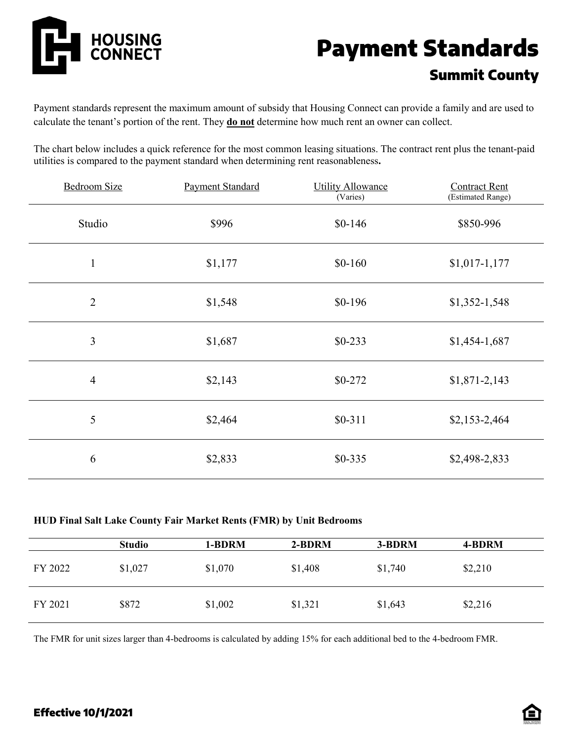HOUSING CONNECT

# Payment Standards

## Summit County

Payment standards represent the maximum amount of subsidy that Housing Connect can provide a family and are used to calculate the tenant's portion of the rent. They **do not** determine how much rent an owner can collect.

The chart below includes a quick reference for the most common leasing situations. The contract rent plus the tenant-paid utilities is compared to the payment standard when determining rent reasonableness**.**

| Bedroom Size | Payment Standard | Utility Allowance (Varies) | Contract Rent (Estimated Range) |
|---|---|---|---|
| Studio | $996 | $0-146 | $850-996 |
| 1 | $1,177 | $0-160 | $1,017-1,177 |
| 2 | $1,548 | $0-196 | $1,352-1,548 |
| 3 | $1,687 | $0-233 | $1,454-1,687 |
| 4 | $2,143 | $0-272 | $1,871-2,143 |
| 5 | $2,464 | $0-311 | $2,153-2,464 |
| 6 | $2,833 | $0-335 | $2,498-2,833 |

**HUD Final Salt Lake County Fair Market Rents (FMR) by Unit Bedrooms**

| | Studio | 1-BDRM | 2-BDRM | 3-BDRM | 4-BDRM |
|---|---|---|---|---|---|
| FY 2022 | $1,027 | $1,070 | $1,408 | $1,740 | $2,210 |
| FY 2021 | $872 | $1,002 | $1,321 | $1,643 | $2,216 |

The FMR for unit sizes larger than 4-bedrooms is calculated by adding 15% for each additional bed to the 4-bedroom FMR.

**Effective 10/1/2021**